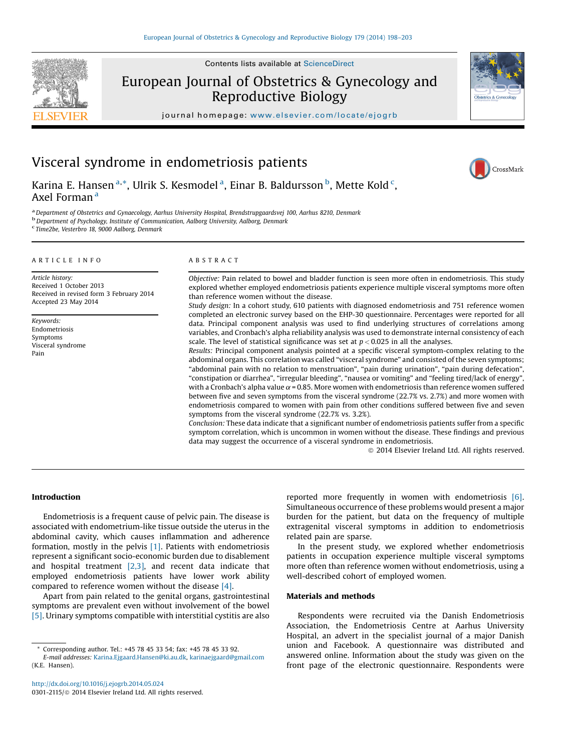# Visceral syndrome in endometriosis patients

Karina E. Hansen [a,*], Ulrik S. Kesmodel [a], Einar B. Baldursson [b], Mette Kold [c], Axel Forman [a]

[a] Department of Obstetrics and Gynaecology, Aarhus University Hospital, Brendstrupgaardsvej 100, Aarhus 8210, Denmark
[b] Department of Psychology, Institute of Communication, Aalborg University, Aalborg, Denmark
[c] Time2be, Vesterbro 18, 9000 Aalborg, Denmark

## ARTICLE INFO

*Article history:*
Received 1 October 2013
Received in revised form 3 February 2014
Accepted 23 May 2014

*Keywords:*
Endometriosis
Symptoms
Visceral syndrome
Pain

## ABSTRACT

*Objective:* Pain related to bowel and bladder function is seen more often in endometriosis. This study explored whether employed endometriosis patients experience multiple visceral symptoms more often than reference women without the disease.

*Study design:* In a cohort study, 610 patients with diagnosed endometriosis and 751 reference women completed an electronic survey based on the EHP-30 questionnaire. Percentages were reported for all data. Principal component analysis was used to find underlying structures of correlations among variables, and Cronbach's alpha reliability analysis was used to demonstrate internal consistency of each scale. The level of statistical significance was set at $p < 0.025$ in all the analyses.

*Results:* Principal component analysis pointed at a specific visceral symptom-complex relating to the abdominal organs. This correlation was called "visceral syndrome" and consisted of the seven symptoms; "abdominal pain with no relation to menstruation", "pain during urination", "pain during defecation", "constipation or diarrhea", "irregular bleeding", "nausea or vomiting" and "feeling tired/lack of energy", with a Cronbach's alpha value $\alpha = 0.85$. More women with endometriosis than reference women suffered between five and seven symptoms from the visceral syndrome (22.7% vs. 2.7%) and more women with endometriosis compared to women with pain from other conditions suffered between five and seven symptoms from the visceral syndrome (22.7% vs. 3.2%).

*Conclusion:* These data indicate that a significant number of endometriosis patients suffer from a specific symptom correlation, which is uncommon in women without the disease. These findings and previous data may suggest the occurrence of a visceral syndrome in endometriosis.

© 2014 Elsevier Ireland Ltd. All rights reserved.

## Introduction

Endometriosis is a frequent cause of pelvic pain. The disease is associated with endometrium-like tissue outside the uterus in the abdominal cavity, which causes inflammation and adherence formation, mostly in the pelvis [1]. Patients with endometriosis represent a significant socio-economic burden due to disablement and hospital treatment [2,3], and recent data indicate that employed endometriosis patients have lower work ability compared to reference women without the disease [4].

Apart from pain related to the genital organs, gastrointestinal symptoms are prevalent even without involvement of the bowel [5]. Urinary symptoms compatible with interstitial cystitis are also reported more frequently in women with endometriosis [6]. Simultaneous occurrence of these problems would present a major burden for the patient, but data on the frequency of multiple extragenital visceral symptoms in addition to endometriosis related pain are sparse.

In the present study, we explored whether endometriosis patients in occupation experience multiple visceral symptoms more often than reference women without endometriosis, using a well-described cohort of employed women.

## Materials and methods

Respondents were recruited via the Danish Endometriosis Association, the Endometriosis Centre at Aarhus University Hospital, an advert in the specialist journal of a major Danish union and Facebook. A questionnaire was distributed and answered online. Information about the study was given on the front page of the electronic questionnaire. Respondents were

* Corresponding author. Tel.: +45 78 45 33 54; fax: +45 78 45 33 92.
*E-mail addresses:* Karina.Ejgaard.Hansen@ki.au.dk, karinaejgaard@gmail.com (K.E. Hansen).

http://dx.doi.org/10.1016/j.ejogrb.2014.05.024
0301-2115/© 2014 Elsevier Ireland Ltd. All rights reserved.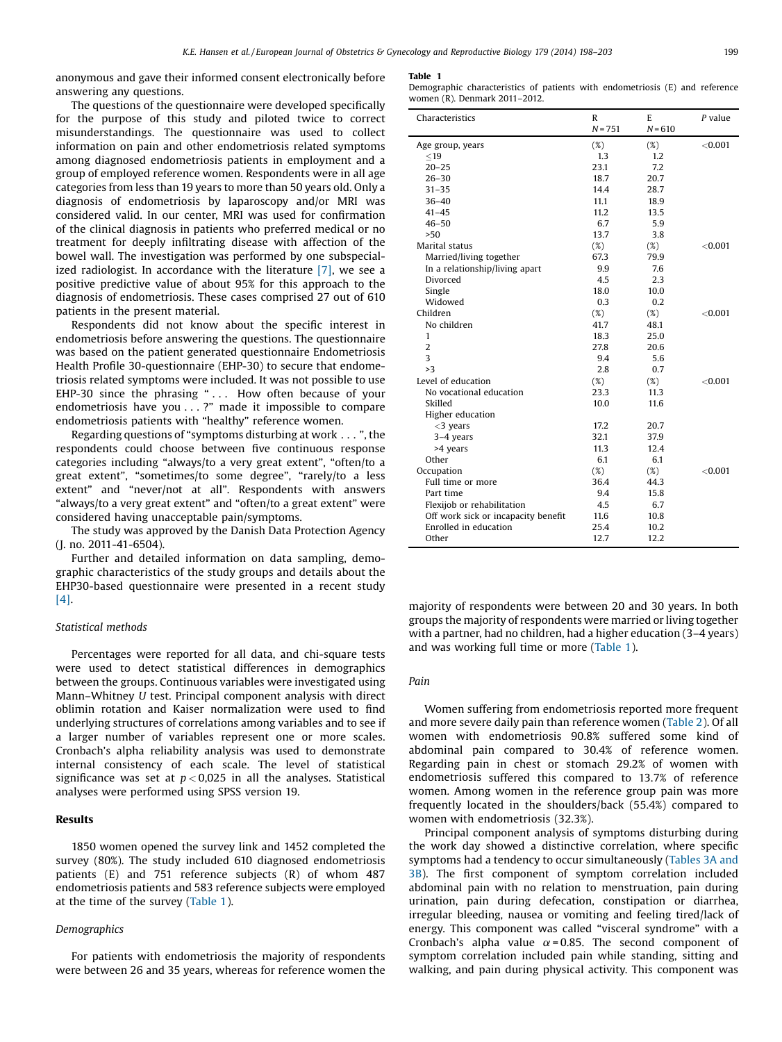anonymous and gave their informed consent electronically before answering any questions.

The questions of the questionnaire were developed specifically for the purpose of this study and piloted twice to correct misunderstandings. The questionnaire was used to collect information on pain and other endometriosis related symptoms among diagnosed endometriosis patients in employment and a group of employed reference women. Respondents were in all age categories from less than 19 years to more than 50 years old. Only a diagnosis of endometriosis by laparoscopy and/or MRI was considered valid. In our center, MRI was used for confirmation of the clinical diagnosis in patients who preferred medical or no treatment for deeply infiltrating disease with affection of the bowel wall. The investigation was performed by one subspecialized radiologist. In accordance with the literature [7], we see a positive predictive value of about 95% for this approach to the diagnosis of endometriosis. These cases comprised 27 out of 610 patients in the present material.

Respondents did not know about the specific interest in endometriosis before answering the questions. The questionnaire was based on the patient generated questionnaire Endometriosis Health Profile 30-questionnaire (EHP-30) to secure that endometriosis related symptoms were included. It was not possible to use EHP-30 since the phrasing "... How often because of your endometriosis have you ...?" made it impossible to compare endometriosis patients with "healthy" reference women.

Regarding questions of "symptoms disturbing at work ...", the respondents could choose between five continuous response categories including "always/to a very great extent", "often/to a great extent", "sometimes/to some degree", "rarely/to a less extent" and "never/not at all". Respondents with answers "always/to a very great extent" and "often/to a great extent" were considered having unacceptable pain/symptoms.

The study was approved by the Danish Data Protection Agency (J. no. 2011-41-6504).

Further and detailed information on data sampling, demographic characteristics of the study groups and details about the EHP30-based questionnaire were presented in a recent study [4].

### Statistical methods

Percentages were reported for all data, and chi-square tests were used to detect statistical differences in demographics between the groups. Continuous variables were investigated using Mann–Whitney *U* test. Principal component analysis with direct oblimin rotation and Kaiser normalization were used to find underlying structures of correlations among variables and to see if a larger number of variables represent one or more scales. Cronbach's alpha reliability analysis was used to demonstrate internal consistency of each scale. The level of statistical significance was set at $p < 0{,}025$ in all the analyses. Statistical analyses were performed using SPSS version 19.

## Results

1850 women opened the survey link and 1452 completed the survey (80%). The study included 610 diagnosed endometriosis patients (E) and 751 reference subjects (R) of whom 487 endometriosis patients and 583 reference subjects were employed at the time of the survey (Table 1).

### Demographics

For patients with endometriosis the majority of respondents were between 26 and 35 years, whereas for reference women the majority of respondents were between 20 and 30 years. In both groups the majority of respondents were married or living together with a partner, had no children, had a higher education (3–4 years) and was working full time or more (Table 1).

**Table 1**
Demographic characteristics of patients with endometriosis (E) and reference women (R). Denmark 2011–2012.

| Characteristics | R $N = 751$ | E $N = 610$ | *P* value |
|---|---|---|---|
| Age group, years | (%) | (%) | <0.001 |
| ≤19 | 1.3 | 1.2 | |
| 20–25 | 23.1 | 7.2 | |
| 26–30 | 18.7 | 20.7 | |
| 31–35 | 14.4 | 28.7 | |
| 36–40 | 11.1 | 18.9 | |
| 41–45 | 11.2 | 13.5 | |
| 46–50 | 6.7 | 5.9 | |
| >50 | 13.7 | 3.8 | |
| Marital status | (%) | (%) | <0.001 |
| Married/living together | 67.3 | 79.9 | |
| In a relationship/living apart | 9.9 | 7.6 | |
| Divorced | 4.5 | 2.3 | |
| Single | 18.0 | 10.0 | |
| Widowed | 0.3 | 0.2 | |
| Children | (%) | (%) | <0.001 |
| No children | 41.7 | 48.1 | |
| 1 | 18.3 | 25.0 | |
| 2 | 27.8 | 20.6 | |
| 3 | 9.4 | 5.6 | |
| >3 | 2.8 | 0.7 | |
| Level of education | (%) | (%) | <0.001 |
| No vocational education | 23.3 | 11.3 | |
| Skilled | 10.0 | 11.6 | |
| Higher education | | | |
| <3 years | 17.2 | 20.7 | |
| 3–4 years | 32.1 | 37.9 | |
| >4 years | 11.3 | 12.4 | |
| Other | 6.1 | 6.1 | |
| Occupation | (%) | (%) | <0.001 |
| Full time or more | 36.4 | 44.3 | |
| Part time | 9.4 | 15.8 | |
| Flexijob or rehabilitation | 4.5 | 6.7 | |
| Off work sick or incapacity benefit | 11.6 | 10.8 | |
| Enrolled in education | 25.4 | 10.2 | |
| Other | 12.7 | 12.2 | |

### Pain

Women suffering from endometriosis reported more frequent and more severe daily pain than reference women (Table 2). Of all women with endometriosis 90.8% suffered some kind of abdominal pain compared to 30.4% of reference women. Regarding pain in chest or stomach 29.2% of women with endometriosis suffered this compared to 13.7% of reference women. Among women in the reference group pain was more frequently located in the shoulders/back (55.4%) compared to women with endometriosis (32.3%).

Principal component analysis of symptoms disturbing during the work day showed a distinctive correlation, where specific symptoms had a tendency to occur simultaneously (Tables 3A and 3B). The first component of symptom correlation included abdominal pain with no relation to menstruation, pain during urination, pain during defecation, constipation or diarrhea, irregular bleeding, nausea or vomiting and feeling tired/lack of energy. This component was called "visceral syndrome" with a Cronbach's alpha value $\alpha = 0.85$. The second component of symptom correlation included pain while standing, sitting and walking, and pain during physical activity. This component was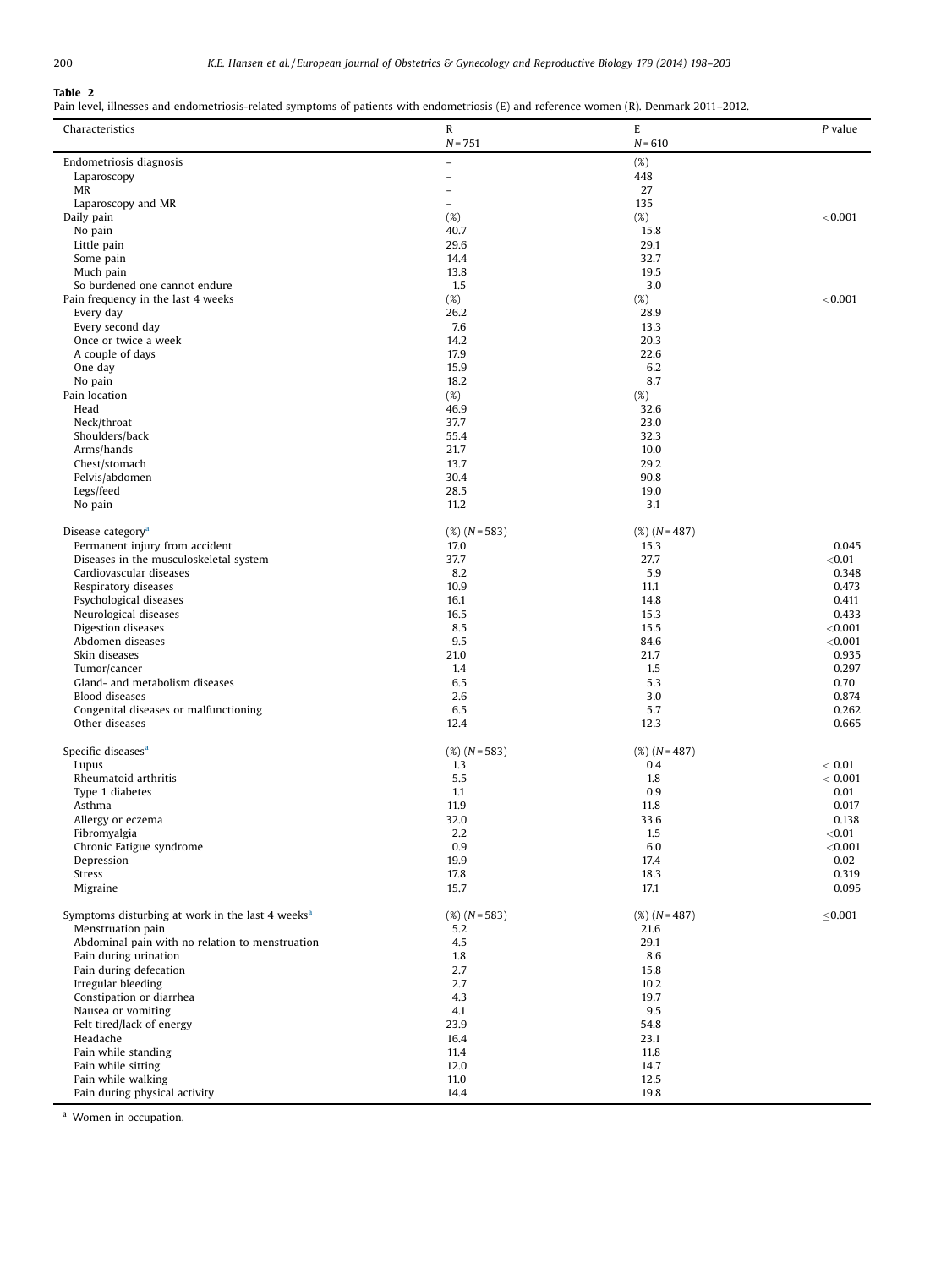**Table 2**

Pain level, illnesses and endometriosis-related symptoms of patients with endometriosis (E) and reference women (R). Denmark 2011–2012.

| Characteristics | R<br>*N* = 751 | E<br>*N* = 610 | *P* value |
|---|---|---|---|
| Endometriosis diagnosis | – | (%) | |
| Laparoscopy | – | 448 | |
| MR | – | 27 | |
| Laparoscopy and MR | – | 135 | |
| Daily pain | (%) | (%) | <0.001 |
| No pain | 40.7 | 15.8 | |
| Little pain | 29.6 | 29.1 | |
| Some pain | 14.4 | 32.7 | |
| Much pain | 13.8 | 19.5 | |
| So burdened one cannot endure | 1.5 | 3.0 | |
| Pain frequency in the last 4 weeks | (%) | (%) | <0.001 |
| Every day | 26.2 | 28.9 | |
| Every second day | 7.6 | 13.3 | |
| Once or twice a week | 14.2 | 20.3 | |
| A couple of days | 17.9 | 22.6 | |
| One day | 15.9 | 6.2 | |
| No pain | 18.2 | 8.7 | |
| Pain location | (%) | (%) | |
| Head | 46.9 | 32.6 | |
| Neck/throat | 37.7 | 23.0 | |
| Shoulders/back | 55.4 | 32.3 | |
| Arms/hands | 21.7 | 10.0 | |
| Chest/stomach | 13.7 | 29.2 | |
| Pelvis/abdomen | 30.4 | 90.8 | |
| Legs/feed | 28.5 | 19.0 | |
| No pain | 11.2 | 3.1 | |
| Disease category[a] | (%) (*N* = 583) | (%) (*N* = 487) | |
| Permanent injury from accident | 17.0 | 15.3 | 0.045 |
| Diseases in the musculoskeletal system | 37.7 | 27.7 | <0.01 |
| Cardiovascular diseases | 8.2 | 5.9 | 0.348 |
| Respiratory diseases | 10.9 | 11.1 | 0.473 |
| Psychological diseases | 16.1 | 14.8 | 0.411 |
| Neurological diseases | 16.5 | 15.3 | 0.433 |
| Digestion diseases | 8.5 | 15.5 | <0.001 |
| Abdomen diseases | 9.5 | 84.6 | <0.001 |
| Skin diseases | 21.0 | 21.7 | 0.935 |
| Tumor/cancer | 1.4 | 1.5 | 0.297 |
| Gland- and metabolism diseases | 6.5 | 5.3 | 0.70 |
| Blood diseases | 2.6 | 3.0 | 0.874 |
| Congenital diseases or malfunctioning | 6.5 | 5.7 | 0.262 |
| Other diseases | 12.4 | 12.3 | 0.665 |
| Specific diseases[a] | (%) (*N* = 583) | (%) (*N* = 487) | |
| Lupus | 1.3 | 0.4 | < 0.01 |
| Rheumatoid arthritis | 5.5 | 1.8 | < 0.001 |
| Type 1 diabetes | 1.1 | 0.9 | 0.01 |
| Asthma | 11.9 | 11.8 | 0.017 |
| Allergy or eczema | 32.0 | 33.6 | 0.138 |
| Fibromyalgia | 2.2 | 1.5 | <0.01 |
| Chronic Fatigue syndrome | 0.9 | 6.0 | <0.001 |
| Depression | 19.9 | 17.4 | 0.02 |
| Stress | 17.8 | 18.3 | 0.319 |
| Migraine | 15.7 | 17.1 | 0.095 |
| Symptoms disturbing at work in the last 4 weeks[a] | (%) (*N* = 583) | (%) (*N* = 487) | ≤0.001 |
| Menstruation pain | 5.2 | 21.6 | |
| Abdominal pain with no relation to menstruation | 4.5 | 29.1 | |
| Pain during urination | 1.8 | 8.6 | |
| Pain during defecation | 2.7 | 15.8 | |
| Irregular bleeding | 2.7 | 10.2 | |
| Constipation or diarrhea | 4.3 | 19.7 | |
| Nausea or vomiting | 4.1 | 9.5 | |
| Felt tired/lack of energy | 23.9 | 54.8 | |
| Headache | 16.4 | 23.1 | |
| Pain while standing | 11.4 | 11.8 | |
| Pain while sitting | 12.0 | 14.7 | |
| Pain while walking | 11.0 | 12.5 | |
| Pain during physical activity | 14.4 | 19.8 | |

[a] Women in occupation.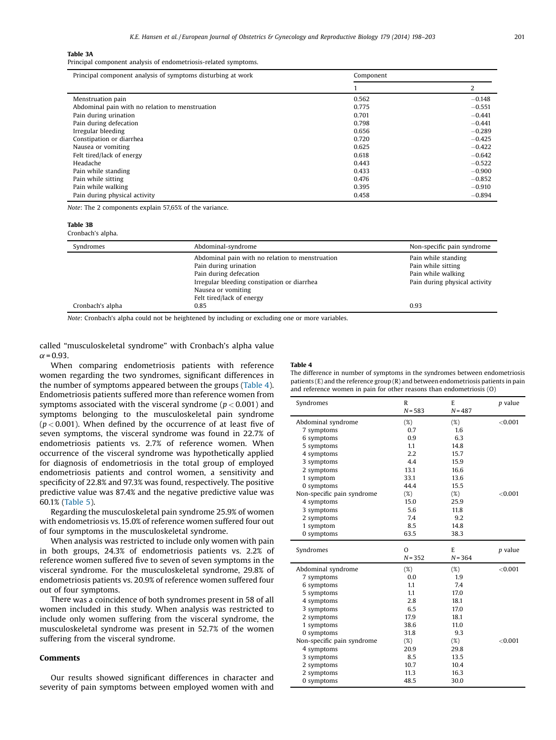**Table 3A**
Principal component analysis of endometriosis-related symptoms.

| Principal component analysis of symptoms disturbing at work | Component | |
|---|---|---|
| | 1 | 2 |
| Menstruation pain | 0.562 | −0.148 |
| Abdominal pain with no relation to menstruation | 0.775 | −0.551 |
| Pain during urination | 0.701 | −0.441 |
| Pain during defecation | 0.798 | −0.441 |
| Irregular bleeding | 0.656 | −0.289 |
| Constipation or diarrhea | 0.720 | −0.425 |
| Nausea or vomiting | 0.625 | −0.422 |
| Felt tired/lack of energy | 0.618 | −0.642 |
| Headache | 0.443 | −0.522 |
| Pain while standing | 0.433 | −0.900 |
| Pain while sitting | 0.476 | −0.852 |
| Pain while walking | 0.395 | −0.910 |
| Pain during physical activity | 0.458 | −0.894 |

*Note*: The 2 components explain 57,65% of the variance.

**Table 3B**
Cronbach's alpha.

| Syndromes | Abdominal-syndrome | Non-specific pain syndrome |
|---|---|---|
| | Abdominal pain with no relation to menstruation | Pain while standing |
| | Pain during urination | Pain while sitting |
| | Pain during defecation | Pain while walking |
| | Irregular bleeding constipation or diarrhea | Pain during physical activity |
| | Nausea or vomiting | |
| | Felt tired/lack of energy | |
| Cronbach's alpha | 0.85 | 0.93 |

*Note*: Cronbach's alpha could not be heightened by including or excluding one or more variables.

called "musculoskeletal syndrome" with Cronbach's alpha value $\alpha = 0.93$.

When comparing endometriosis patients with reference women regarding the two syndromes, significant differences in the number of symptoms appeared between the groups (Table 4). Endometriosis patients suffered more than reference women from symptoms associated with the visceral syndrome ($p < 0.001$) and symptoms belonging to the musculoskeletal pain syndrome ($p < 0.001$). When defined by the occurrence of at least five of seven symptoms, the visceral syndrome was found in 22.7% of endometriosis patients vs. 2.7% of reference women. When occurrence of the visceral syndrome was hypothetically applied for diagnosis of endometriosis in the total group of employed endometriosis patients and control women, a sensitivity and specificity of 22.8% and 97.3% was found, respectively. The positive predictive value was 87.4% and the negative predictive value was 60.1% (Table 5).

Regarding the musculoskeletal pain syndrome 25.9% of women with endometriosis vs. 15.0% of reference women suffered four out of four symptoms in the musculoskeletal syndrome.

When analysis was restricted to include only women with pain in both groups, 24.3% of endometriosis patients vs. 2.2% of reference women suffered five to seven of seven symptoms in the visceral syndrome. For the musculoskeletal syndrome, 29.8% of endometriosis patients vs. 20.9% of reference women suffered four out of four symptoms.

There was a coincidence of both syndromes present in 58 of all women included in this study. When analysis was restricted to include only women suffering from the visceral syndrome, the musculoskeletal syndrome was present in 52.7% of the women suffering from the visceral syndrome.

## Comments

Our results showed significant differences in character and severity of pain symptoms between employed women with and

**Table 4**
The difference in number of symptoms in the syndromes between endometriosis patients (E) and the reference group (R) and between endometriosis patients in pain and reference women in pain for other reasons than endometriosis (O)

| Syndromes | R $N = 583$ | E $N = 487$ | $p$ value |
|---|---|---|---|
| Abdominal syndrome | (%) | (%) | <0.001 |
| 7 symptoms | 0.7 | 1.6 | |
| 6 symptoms | 0.9 | 6.3 | |
| 5 symptoms | 1.1 | 14.8 | |
| 4 symptoms | 2.2 | 15.7 | |
| 3 symptoms | 4.4 | 15.9 | |
| 2 symptoms | 13.1 | 16.6 | |
| 1 symptom | 33.1 | 13.6 | |
| 0 symptoms | 44.4 | 15.5 | |
| Non-specific pain syndrome | (%) | (%) | <0.001 |
| 4 symptoms | 15.0 | 25.9 | |
| 3 symptoms | 5.6 | 11.8 | |
| 2 symptoms | 7.4 | 9.2 | |
| 1 symptom | 8.5 | 14.8 | |
| 0 symptoms | 63.5 | 38.3 | |
| **Syndromes** | **O $N = 352$** | **E $N = 364$** | **$p$ value** |
| Abdominal syndrome | (%) | (%) | <0.001 |
| 7 symptoms | 0.0 | 1.9 | |
| 6 symptoms | 1.1 | 7.4 | |
| 5 symptoms | 1.1 | 17.0 | |
| 4 symptoms | 2.8 | 18.1 | |
| 3 symptoms | 6.5 | 17.0 | |
| 2 symptoms | 17.9 | 18.1 | |
| 1 symptoms | 38.6 | 11.0 | |
| 0 symptoms | 31.8 | 9.3 | |
| Non-specific pain syndrome | (%) | (%) | <0.001 |
| 4 symptoms | 20.9 | 29.8 | |
| 3 symptoms | 8.5 | 13.5 | |
| 2 symptoms | 10.7 | 10.4 | |
| 2 symptoms | 11.3 | 16.3 | |
| 0 symptoms | 48.5 | 30.0 | |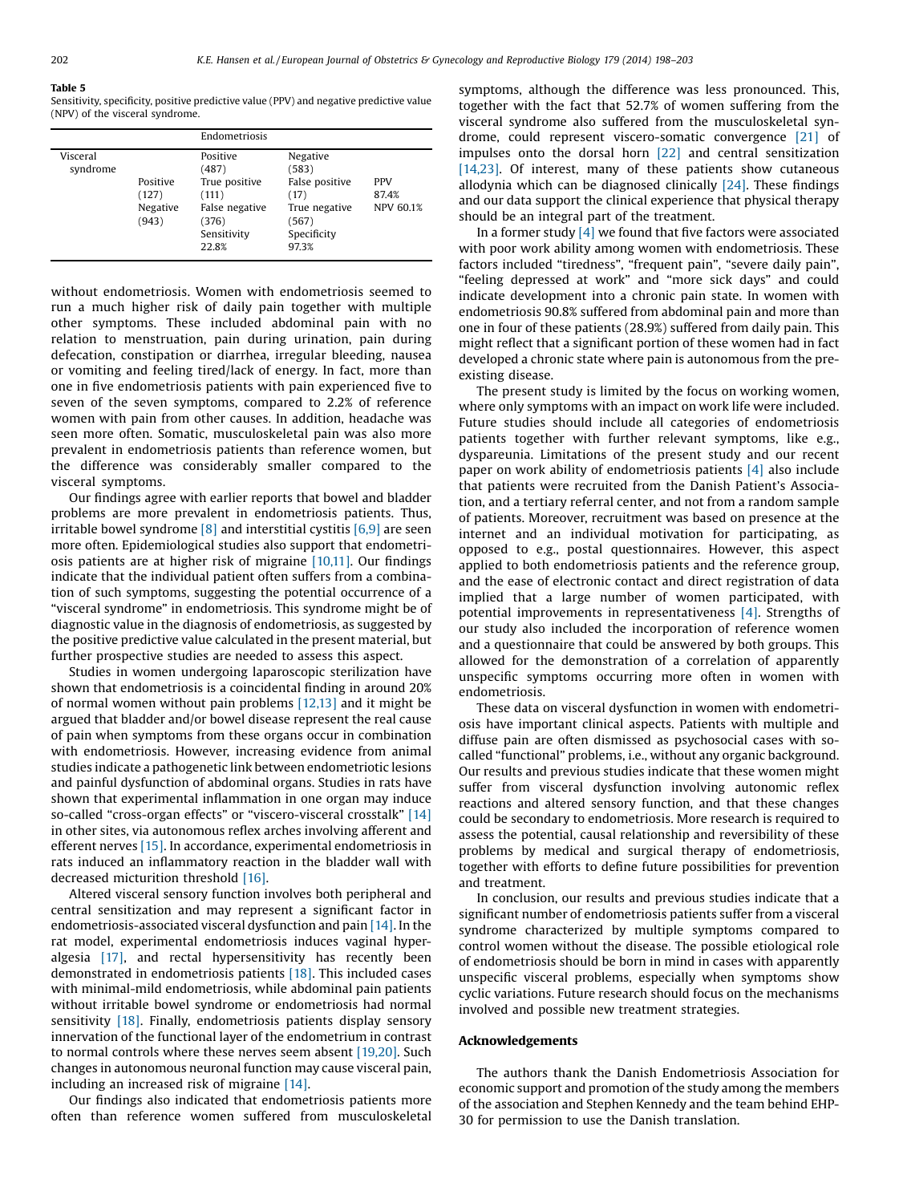**Table 5**
Sensitivity, specificity, positive predictive value (PPV) and negative predictive value (NPV) of the visceral syndrome.

| | | Endometriosis | | |
|---|---|---|---|---|
| | | Positive (487) | Negative (583) | |
| Visceral syndrome | Positive (127) | True positive (111) | False positive (17) | PPV 87.4% |
| | Negative (943) | False negative (376) | True negative (567) | NPV 60.1% |
| | | Sensitivity 22.8% | Specificity 97.3% | |

without endometriosis. Women with endometriosis seemed to run a much higher risk of daily pain together with multiple other symptoms. These included abdominal pain with no relation to menstruation, pain during urination, pain during defecation, constipation or diarrhea, irregular bleeding, nausea or vomiting and feeling tired/lack of energy. In fact, more than one in five endometriosis patients with pain experienced five to seven of the seven symptoms, compared to 2.2% of reference women with pain from other causes. In addition, headache was seen more often. Somatic, musculoskeletal pain was also more prevalent in endometriosis patients than reference women, but the difference was considerably smaller compared to the visceral symptoms.

Our findings agree with earlier reports that bowel and bladder problems are more prevalent in endometriosis patients. Thus, irritable bowel syndrome [8] and interstitial cystitis [6,9] are seen more often. Epidemiological studies also support that endometriosis patients are at higher risk of migraine [10,11]. Our findings indicate that the individual patient often suffers from a combination of such symptoms, suggesting the potential occurrence of a "visceral syndrome" in endometriosis. This syndrome might be of diagnostic value in the diagnosis of endometriosis, as suggested by the positive predictive value calculated in the present material, but further prospective studies are needed to assess this aspect.

Studies in women undergoing laparoscopic sterilization have shown that endometriosis is a coincidental finding in around 20% of normal women without pain problems [12,13] and it might be argued that bladder and/or bowel disease represent the real cause of pain when symptoms from these organs occur in combination with endometriosis. However, increasing evidence from animal studies indicate a pathogenetic link between endometriotic lesions and painful dysfunction of abdominal organs. Studies in rats have shown that experimental inflammation in one organ may induce so-called "cross-organ effects" or "viscero-visceral crosstalk" [14] in other sites, via autonomous reflex arches involving afferent and efferent nerves [15]. In accordance, experimental endometriosis in rats induced an inflammatory reaction in the bladder wall with decreased micturition threshold [16].

Altered visceral sensory function involves both peripheral and central sensitization and may represent a significant factor in endometriosis-associated visceral dysfunction and pain [14]. In the rat model, experimental endometriosis induces vaginal hyperalgesia [17], and rectal hypersensitivity has recently been demonstrated in endometriosis patients [18]. This included cases with minimal-mild endometriosis, while abdominal pain patients without irritable bowel syndrome or endometriosis had normal sensitivity [18]. Finally, endometriosis patients display sensory innervation of the functional layer of the endometrium in contrast to normal controls where these nerves seem absent [19,20]. Such changes in autonomous neuronal function may cause visceral pain, including an increased risk of migraine [14].

Our findings also indicated that endometriosis patients more often than reference women suffered from musculoskeletal symptoms, although the difference was less pronounced. This, together with the fact that 52.7% of women suffering from the visceral syndrome also suffered from the musculoskeletal syndrome, could represent viscero-somatic convergence [21] of impulses onto the dorsal horn [22] and central sensitization [14,23]. Of interest, many of these patients show cutaneous allodynia which can be diagnosed clinically [24]. These findings and our data support the clinical experience that physical therapy should be an integral part of the treatment.

In a former study [4] we found that five factors were associated with poor work ability among women with endometriosis. These factors included "tiredness", "frequent pain", "severe daily pain", "feeling depressed at work" and "more sick days" and could indicate development into a chronic pain state. In women with endometriosis 90.8% suffered from abdominal pain and more than one in four of these patients (28.9%) suffered from daily pain. This might reflect that a significant portion of these women had in fact developed a chronic state where pain is autonomous from the pre-existing disease.

The present study is limited by the focus on working women, where only symptoms with an impact on work life were included. Future studies should include all categories of endometriosis patients together with further relevant symptoms, like e.g., dyspareunia. Limitations of the present study and our recent paper on work ability of endometriosis patients [4] also include that patients were recruited from the Danish Patient's Association, and a tertiary referral center, and not from a random sample of patients. Moreover, recruitment was based on presence at the internet and an individual motivation for participating, as opposed to e.g., postal questionnaires. However, this aspect applied to both endometriosis patients and the reference group, and the ease of electronic contact and direct registration of data implied that a large number of women participated, with potential improvements in representativeness [4]. Strengths of our study also included the incorporation of reference women and a questionnaire that could be answered by both groups. This allowed for the demonstration of a correlation of apparently unspecific symptoms occurring more often in women with endometriosis.

These data on visceral dysfunction in women with endometriosis have important clinical aspects. Patients with multiple and diffuse pain are often dismissed as psychosocial cases with so-called "functional" problems, i.e., without any organic background. Our results and previous studies indicate that these women might suffer from visceral dysfunction involving autonomic reflex reactions and altered sensory function, and that these changes could be secondary to endometriosis. More research is required to assess the potential, causal relationship and reversibility of these problems by medical and surgical therapy of endometriosis, together with efforts to define future possibilities for prevention and treatment.

In conclusion, our results and previous studies indicate that a significant number of endometriosis patients suffer from a visceral syndrome characterized by multiple symptoms compared to control women without the disease. The possible etiological role of endometriosis should be born in mind in cases with apparently unspecific visceral problems, especially when symptoms show cyclic variations. Future research should focus on the mechanisms involved and possible new treatment strategies.

## Acknowledgements

The authors thank the Danish Endometriosis Association for economic support and promotion of the study among the members of the association and Stephen Kennedy and the team behind EHP-30 for permission to use the Danish translation.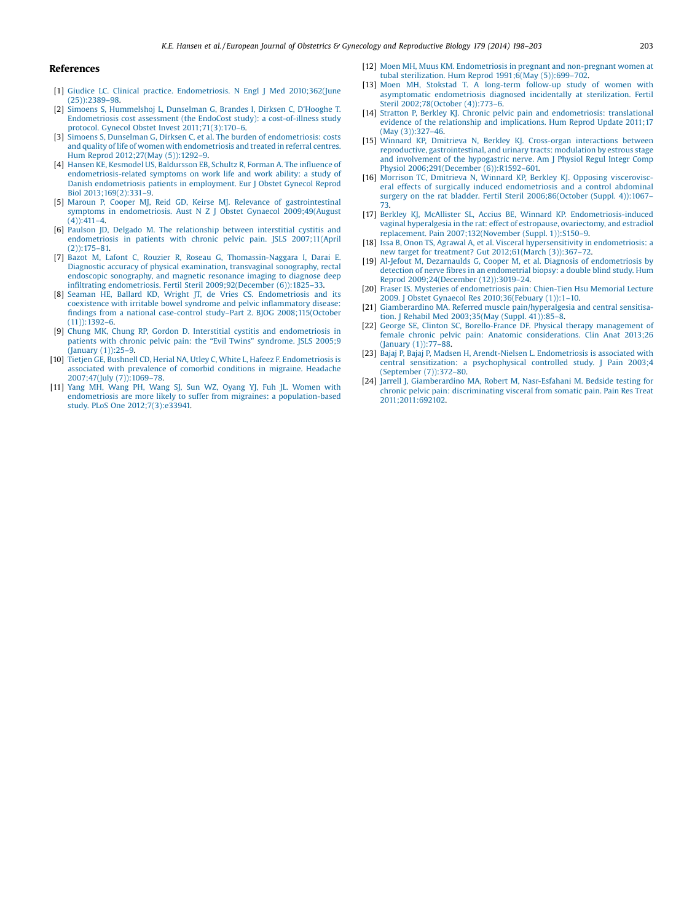## References

[1] Giudice LC. Clinical practice. Endometriosis. N Engl J Med 2010;362(June (25)):2389–98.

[2] Simoens S, Hummelshoj L, Dunselman G, Brandes I, Dirksen C, D'Hooghe T. Endometriosis cost assessment (the EndoCost study): a cost-of-illness study protocol. Gynecol Obstet Invest 2011;71(3):170–6.

[3] Simoens S, Dunselman G, Dirksen C, et al. The burden of endometriosis: costs and quality of life of women with endometriosis and treated in referral centres. Hum Reprod 2012;27(May (5)):1292–9.

[4] Hansen KE, Kesmodel US, Baldursson EB, Schultz R, Forman A. The influence of endometriosis-related symptoms on work life and work ability: a study of Danish endometriosis patients in employment. Eur J Obstet Gynecol Reprod Biol 2013;169(2):331–9.

[5] Maroun P, Cooper MJ, Reid GD, Keirse MJ. Relevance of gastrointestinal symptoms in endometriosis. Aust N Z J Obstet Gynaecol 2009;49(August (4)):411–4.

[6] Paulson JD, Delgado M. The relationship between interstitial cystitis and endometriosis in patients with chronic pelvic pain. JSLS 2007;11(April (2)):175–81.

[7] Bazot M, Lafont C, Rouzier R, Roseau G, Thomassin-Naggara I, Darai E. Diagnostic accuracy of physical examination, transvaginal sonography, rectal endoscopic sonography, and magnetic resonance imaging to diagnose deep infiltrating endometriosis. Fertil Steril 2009;92(December (6)):1825–33.

[8] Seaman HE, Ballard KD, Wright JT, de Vries CS. Endometriosis and its coexistence with irritable bowel syndrome and pelvic inflammatory disease: findings from a national case-control study–Part 2. BJOG 2008;115(October (11)):1392–6.

[9] Chung MK, Chung RP, Gordon D. Interstitial cystitis and endometriosis in patients with chronic pelvic pain: the "Evil Twins" syndrome. JSLS 2005;9 (January (1)):25–9.

[10] Tietjen GE, Bushnell CD, Herial NA, Utley C, White L, Hafeez F. Endometriosis is associated with prevalence of comorbid conditions in migraine. Headache 2007;47(July (7)):1069–78.

[11] Yang MH, Wang PH, Wang SJ, Sun WZ, Oyang YJ, Fuh JL. Women with endometriosis are more likely to suffer from migraines: a population-based study. PLoS One 2012;7(3):e33941.

[12] Moen MH, Muus KM. Endometriosis in pregnant and non-pregnant women at tubal sterilization. Hum Reprod 1991;6(May (5)):699–702.

[13] Moen MH, Stokstad T. A long-term follow-up study of women with asymptomatic endometriosis diagnosed incidentally at sterilization. Fertil Steril 2002;78(October (4)):773–6.

[14] Stratton P, Berkley KJ. Chronic pelvic pain and endometriosis: translational evidence of the relationship and implications. Hum Reprod Update 2011;17 (May (3)):327–46.

[15] Winnard KP, Dmitrieva N, Berkley KJ. Cross-organ interactions between reproductive, gastrointestinal, and urinary tracts: modulation by estrous stage and involvement of the hypogastric nerve. Am J Physiol Regul Integr Comp Physiol 2006;291(December (6)):R1592–601.

[16] Morrison TC, Dmitrieva N, Winnard KP, Berkley KJ. Opposing viscerovisceral effects of surgically induced endometriosis and a control abdominal surgery on the rat bladder. Fertil Steril 2006;86(October (Suppl. 4)):1067–73.

[17] Berkley KJ, McAllister SL, Accius BE, Winnard KP. Endometriosis-induced vaginal hyperalgesia in the rat: effect of estropause, ovariectomy, and estradiol replacement. Pain 2007;132(November (Suppl. 1)):S150–9.

[18] Issa B, Onon TS, Agrawal A, et al. Visceral hypersensitivity in endometriosis: a new target for treatment? Gut 2012;61(March (3)):367–72.

[19] Al-Jefout M, Dezarnaulds G, Cooper M, et al. Diagnosis of endometriosis by detection of nerve fibres in an endometrial biopsy: a double blind study. Hum Reprod 2009;24(December (12)):3019–24.

[20] Fraser IS. Mysteries of endometriosis pain: Chien-Tien Hsu Memorial Lecture 2009. J Obstet Gynaecol Res 2010;36(Febuary (1)):1–10.

[21] Giamberardino MA. Referred muscle pain/hyperalgesia and central sensitisation. J Rehabil Med 2003;35(May (Suppl. 41)):85–8.

[22] George SE, Clinton SC, Borello-France DF. Physical therapy management of female chronic pelvic pain: Anatomic considerations. Clin Anat 2013;26 (January (1)):77–88.

[23] Bajaj P, Bajaj P, Madsen H, Arendt-Nielsen L. Endometriosis is associated with central sensitization: a psychophysical controlled study. J Pain 2003;4 (September (7)):372–80.

[24] Jarrell J, Giamberardino MA, Robert M, Nasr-Esfahani M. Bedside testing for chronic pelvic pain: discriminating visceral from somatic pain. Pain Res Treat 2011;2011:692102.